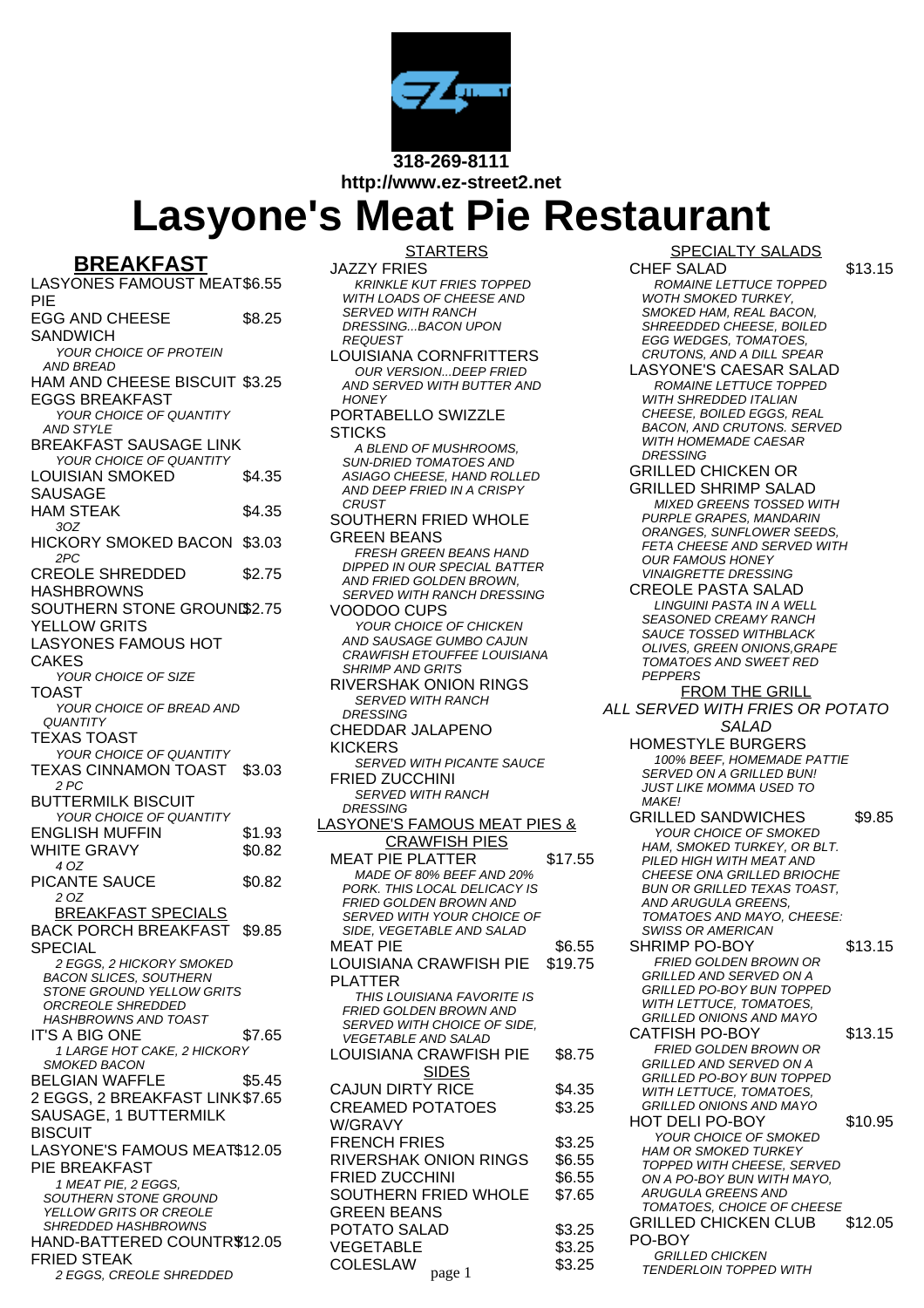318-269-8111
http://www.ez-street2.net

# Lasyone's Meat Pie Restaurant

## BREAKFAST

LASYONES FAMOUS MEAT PIE $6.55

EGG AND CHEESE SANDWICH $8.25
*YOUR CHOICE OF PROTEIN AND BREAD*

HAM AND CHEESE BISCUIT $3.25

EGGS BREAKFAST
*YOUR CHOICE OF QUANTITY AND STYLE*

BREAKFAST SAUSAGE LINK
*YOUR CHOICE OF QUANTITY*

LOUISIAN SMOKED SAUSAGE $4.35

HAM STEAK $4.35
*3OZ*

HICKORY SMOKED BACON $3.03
*2PC*

CREOLE SHREDDED HASHBROWNS $2.75

SOUTHERN STONE GROUND YELLOW GRITS $2.75

LASYONES FAMOUS HOT CAKES
*YOUR CHOICE OF SIZE*

TOAST
*YOUR CHOICE OF BREAD AND QUANTITY*

TEXAS TOAST
*YOUR CHOICE OF QUANTITY*

TEXAS CINNAMON TOAST $3.03
*2 PC*

BUTTERMILK BISCUIT
*YOUR CHOICE OF QUANTITY*

ENGLISH MUFFIN $1.93

WHITE GRAVY $0.82
*4 OZ*

PICANTE SAUCE $0.82
*2 OZ*

### BREAKFAST SPECIALS

BACK PORCH BREAKFAST SPECIAL $9.85
*2 EGGS, 2 HICKORY SMOKED BACON SLICES, SOUTHERN STONE GROUND YELLOW GRITS ORCREOLE SHREDDED HASHBROWNS AND TOAST*

IT'S A BIG ONE $7.65
*1 LARGE HOT CAKE, 2 HICKORY SMOKED BACON*

BELGIAN WAFFLE $5.45

2 EGGS, 2 BREAKFAST LINK SAUSAGE, 1 BUTTERMILK BISCUIT $7.65

LASYONE'S FAMOUS MEAT PIE BREAKFAST $12.05
*1 MEAT PIE, 2 EGGS, SOUTHERN STONE GROUND YELLOW GRITS OR CREOLE SHREDDED HASHBROWNS*

HAND-BATTERED COUNTRY FRIED STEAK $12.05
*2 EGGS, CREOLE SHREDDED*

### STARTERS

JAZZY FRIES
*KRINKLE KUT FRIES TOPPED WITH LOADS OF CHEESE AND SERVED WITH RANCH DRESSING...BACON UPON REQUEST*

LOUISIANA CORNFRITTERS
*OUR VERSION...DEEP FRIED AND SERVED WITH BUTTER AND HONEY*

PORTABELLO SWIZZLE STICKS
*A BLEND OF MUSHROOMS, SUN-DRIED TOMATOES AND ASIAGO CHEESE, HAND ROLLED AND DEEP FRIED IN A CRISPY CRUST*

SOUTHERN FRIED WHOLE GREEN BEANS
*FRESH GREEN BEANS HAND DIPPED IN OUR SPECIAL BATTER AND FRIED GOLDEN BROWN, SERVED WITH RANCH DRESSING*

VOODOO CUPS
*YOUR CHOICE OF CHICKEN AND SAUSAGE GUMBO CAJUN CRAWFISH ETOUFFEE LOUISIANA SHRIMP AND GRITS*

RIVERSHAK ONION RINGS
*SERVED WITH RANCH DRESSING*

CHEDDAR JALAPENO KICKERS
*SERVED WITH PICANTE SAUCE*

FRIED ZUCCHINI
*SERVED WITH RANCH DRESSING*

### LASYONE'S FAMOUS MEAT PIES & CRAWFISH PIES

MEAT PIE PLATTER $17.55
*MADE OF 80% BEEF AND 20% PORK. THIS LOCAL DELICACY IS FRIED GOLDEN BROWN AND SERVED WITH YOUR CHOICE OF SIDE, VEGETABLE AND SALAD*

MEAT PIE $6.55

LOUISIANA CRAWFISH PIE PLATTER $19.75
*THIS LOUISIANA FAVORITE IS FRIED GOLDEN BROWN AND SERVED WITH CHOICE OF SIDE, VEGETABLE AND SALAD*

LOUISIANA CRAWFISH PIE $8.75

### SIDES

CAJUN DIRTY RICE $4.35

CREAMED POTATOES W/GRAVY $3.25

FRENCH FRIES $3.25

RIVERSHAK ONION RINGS $6.55

FRIED ZUCCHINI $6.55

SOUTHERN FRIED WHOLE GREEN BEANS $7.65

POTATO SALAD $3.25

VEGETABLE $3.25

COLESLAW $3.25

### SPECIALTY SALADS

CHEF SALAD $13.15
*ROMAINE LETTUCE TOPPED WOTH SMOKED TURKEY, SMOKED HAM, REAL BACON, SHREEDDED CHEESE, BOILED EGG WEDGES, TOMATOES, CRUTONS, AND A DILL SPEAR*

LASYONE'S CAESAR SALAD
*ROMAINE LETTUCE TOPPED WITH SHREDDED ITALIAN CHEESE, BOILED EGGS, REAL BACON, AND CRUTONS. SERVED WITH HOMEMADE CAESAR DRESSING*

GRILLED CHICKEN OR GRILLED SHRIMP SALAD
*MIXED GREENS TOSSED WITH PURPLE GRAPES, MANDARIN ORANGES, SUNFLOWER SEEDS, FETA CHEESE AND SERVED WITH OUR FAMOUS HONEY VINAIGRETTE DRESSING*

CREOLE PASTA SALAD
*LINGUINI PASTA IN A WELL SEASONED CREAMY RANCH SAUCE TOSSED WITHBLACK OLIVES, GREEN ONIONS,GRAPE TOMATOES AND SWEET RED PEPPERS*

### FROM THE GRILL

*ALL SERVED WITH FRIES OR POTATO SALAD*

HOMESTYLE BURGERS
*100% BEEF, HOMEMADE PATTIE SERVED ON A GRILLED BUN! JUST LIKE MOMMA USED TO MAKE!*

GRILLED SANDWICHES $9.85
*YOUR CHOICE OF SMOKED HAM, SMOKED TURKEY, OR BLT. PILED HIGH WITH MEAT AND CHEESE ONA GRILLED BRIOCHE BUN OR GRILLED TEXAS TOAST, AND ARUGULA GREENS, TOMATOES AND MAYO, CHEESE: SWISS OR AMERICAN*

SHRIMP PO-BOY $13.15
*FRIED GOLDEN BROWN OR GRILLED AND SERVED ON A GRILLED PO-BOY BUN TOPPED WITH LETTUCE, TOMATOES, GRILLED ONIONS AND MAYO*

CATFISH PO-BOY $13.15
*FRIED GOLDEN BROWN OR GRILLED AND SERVED ON A GRILLED PO-BOY BUN TOPPED WITH LETTUCE, TOMATOES, GRILLED ONIONS AND MAYO*

HOT DELI PO-BOY $10.95
*YOUR CHOICE OF SMOKED HAM OR SMOKED TURKEY TOPPED WITH CHEESE, SERVED ON A PO-BOY BUN WITH MAYO, ARUGULA GREENS AND TOMATOES, CHOICE OF CHEESE*

GRILLED CHICKEN CLUB PO-BOY $12.05
*GRILLED CHICKEN TENDERLOIN TOPPED WITH*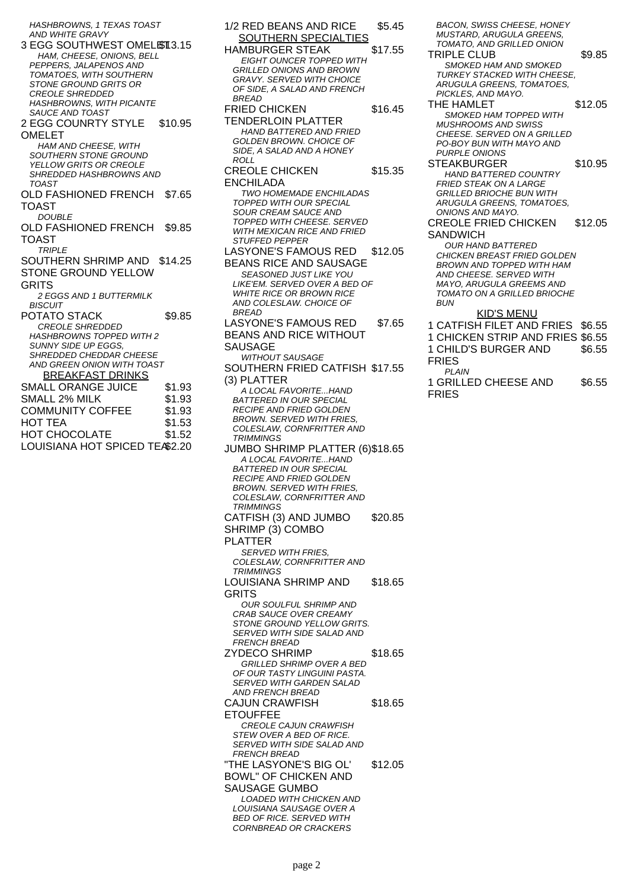*HASHBROWNS, 1 TEXAS TOAST AND WHITE GRAVY*

3 EGG SOUTHWEST OMELET $13.15
*HAM, CHEESE, ONIONS, BELL PEPPERS, JALAPENOS AND TOMATOES, WITH SOUTHERN STONE GROUND GRITS OR CREOLE SHREDDED HASHBROWNS, WITH PICANTE SAUCE AND TOAST*

2 EGG COUNRTY STYLE OMELET $10.95
*HAM AND CHEESE, WITH SOUTHERN STONE GROUND YELLOW GRITS OR CREOLE SHREDDED HASHBROWNS AND TOAST*

OLD FASHIONED FRENCH TOAST $7.65
*DOUBLE*

OLD FASHIONED FRENCH TOAST $9.85
*TRIPLE*

SOUTHERN SHRIMP AND STONE GROUND YELLOW GRITS $14.25
*2 EGGS AND 1 BUTTERMILK BISCUIT*

POTATO STACK $9.85
*CREOLE SHREDDED HASHBROWNS TOPPED WITH 2 SUNNY SIDE UP EGGS, SHREDDED CHEDDAR CHEESE AND GREEN ONION WITH TOAST*

## BREAKFAST DRINKS

SMALL ORANGE JUICE $1.93
SMALL 2% MILK $1.93
COMMUNITY COFFEE $1.93
HOT TEA $1.53
HOT CHOCOLATE $1.52
LOUISIANA HOT SPICED TEA $2.20

1/2 RED BEANS AND RICE $5.45

## SOUTHERN SPECIALTIES

HAMBURGER STEAK $17.55
*EIGHT OUNCER TOPPED WITH GRILLED ONIONS AND BROWN GRAVY. SERVED WITH CHOICE OF SIDE, A SALAD AND FRENCH BREAD*

FRIED CHICKEN TENDERLOIN PLATTER $16.45
*HAND BATTERED AND FRIED GOLDEN BROWN. CHOICE OF SIDE, A SALAD AND A HONEY ROLL*

CREOLE CHICKEN ENCHILADA $15.35
*TWO HOMEMADE ENCHILADAS TOPPED WITH OUR SPECIAL SOUR CREAM SAUCE AND TOPPED WITH CHEESE. SERVED WITH MEXICAN RICE AND FRIED STUFFED PEPPER*

LASYONE'S FAMOUS RED BEANS RICE AND SAUSAGE $12.05
*SEASONED JUST LIKE YOU LIKE'EM. SERVED OVER A BED OF WHITE RICE OR BROWN RICE AND COLESLAW. CHOICE OF BREAD*

LASYONE'S FAMOUS RED BEANS AND RICE WITHOUT SAUSAGE $7.65
*WITHOUT SAUSAGE*

SOUTHERN FRIED CATFISH (3) PLATTER $17.55
*A LOCAL FAVORITE...HAND BATTERED IN OUR SPECIAL RECIPE AND FRIED GOLDEN BROWN. SERVED WITH FRIES, COLESLAW, CORNFRITTER AND TRIMMINGS*

JUMBO SHRIMP PLATTER (6) $18.65
*A LOCAL FAVORITE...HAND BATTERED IN OUR SPECIAL RECIPE AND FRIED GOLDEN BROWN. SERVED WITH FRIES, COLESLAW, CORNFRITTER AND TRIMMINGS*

CATFISH (3) AND JUMBO SHRIMP (3) COMBO PLATTER $20.85
*SERVED WITH FRIES, COLESLAW, CORNFRITTER AND TRIMMINGS*

LOUISIANA SHRIMP AND GRITS $18.65
*OUR SOULFUL SHRIMP AND CRAB SAUCE OVER CREAMY STONE GROUND YELLOW GRITS. SERVED WITH SIDE SALAD AND FRENCH BREAD*

ZYDECO SHRIMP $18.65
*GRILLED SHRIMP OVER A BED OF OUR TASTY LINGUINI PASTA. SERVED WITH GARDEN SALAD AND FRENCH BREAD*

CAJUN CRAWFISH ETOUFFEE $18.65
*CREOLE CAJUN CRAWFISH STEW OVER A BED OF RICE. SERVED WITH SIDE SALAD AND FRENCH BREAD*

"THE LASYONE'S BIG OL' BOWL" OF CHICKEN AND SAUSAGE GUMBO $12.05
*LOADED WITH CHICKEN AND LOUISIANA SAUSAGE OVER A BED OF RICE. SERVED WITH CORNBREAD OR CRACKERS*

*BACON, SWISS CHEESE, HONEY MUSTARD, ARUGULA GREENS, TOMATO, AND GRILLED ONION*

TRIPLE CLUB $9.85
*SMOKED HAM AND SMOKED TURKEY STACKED WITH CHEESE, ARUGULA GREENS, TOMATOES, PICKLES, AND MAYO.*

THE HAMLET $12.05
*SMOKED HAM TOPPED WITH MUSHROOMS AND SWISS CHEESE. SERVED ON A GRILLED PO-BOY BUN WITH MAYO AND PURPLE ONIONS*

STEAKBURGER $10.95
*HAND BATTERED COUNTRY FRIED STEAK ON A LARGE GRILLED BRIOCHE BUN WITH ARUGULA GREENS, TOMATOES, ONIONS AND MAYO.*

CREOLE FRIED CHICKEN SANDWICH $12.05
*OUR HAND BATTERED CHICKEN BREAST FRIED GOLDEN BROWN AND TOPPED WITH HAM AND CHEESE. SERVED WITH MAYO, ARUGULA GREEMS AND TOMATO ON A GRILLED BRIOCHE BUN*

## KID'S MENU

1 CATFISH FILET AND FRIES $6.55
1 CHICKEN STRIP AND FRIES $6.55
1 CHILD'S BURGER AND FRIES $6.55
*PLAIN*
1 GRILLED CHEESE AND FRIES $6.55